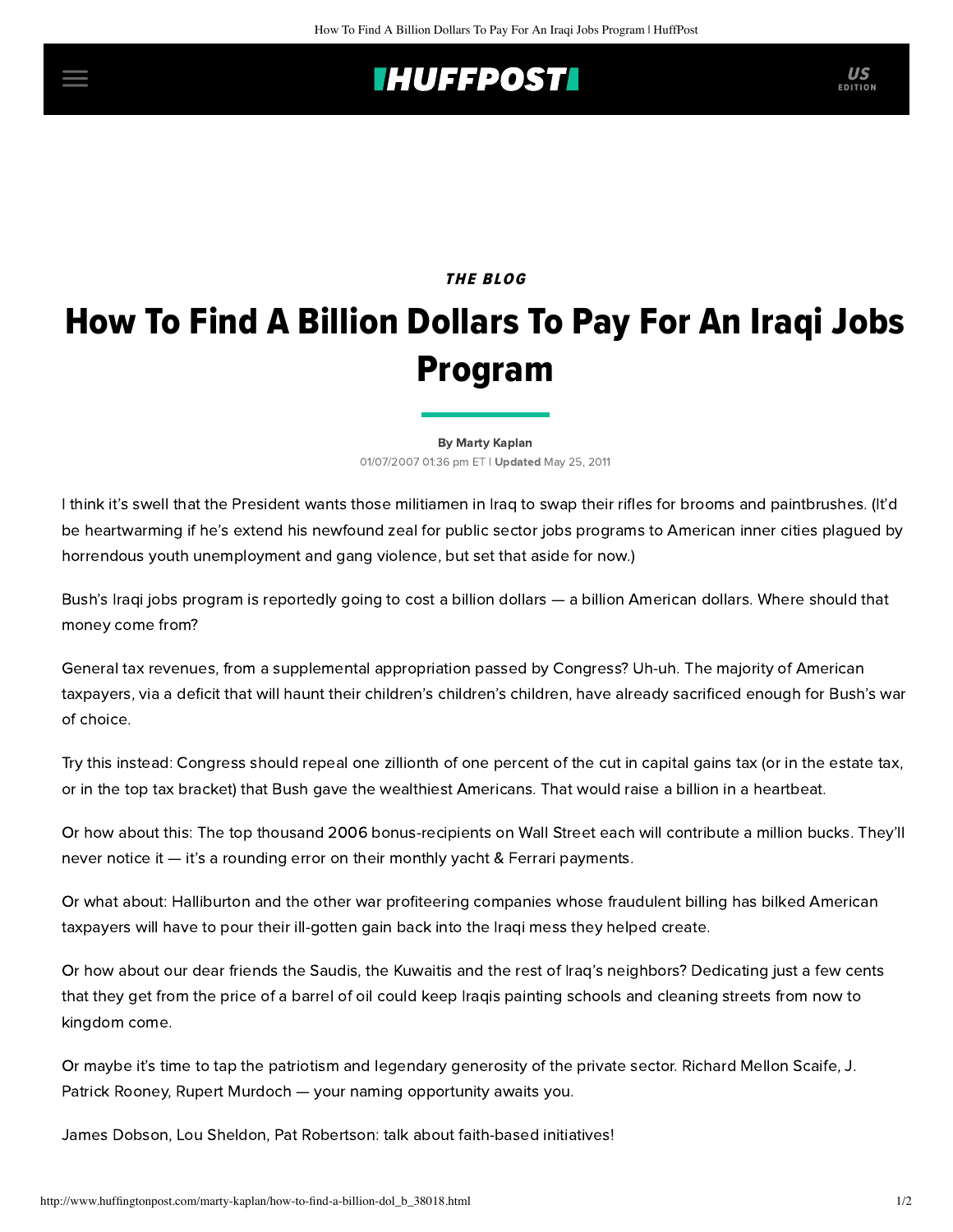THE BLOG

# How To Find A Billion Dollars To Pay For An Iraqi Jobs Program

By Marty Kaplan

01/07/2007 01:36 pm ET | **Updated** May 25, 2011

I think it's swell that the President wants those militiamen in Iraq to swap their rifles for brooms and paintbrushes. (It'd be heartwarming if he's extend his newfound zeal for public sector jobs programs to American inner cities plagued by horrendous youth unemployment and gang violence, but set that aside for now.)

Bush's Iraqi jobs program is reportedly going to cost a billion dollars — a billion American dollars. Where should that money come from?

General tax revenues, from a supplemental appropriation passed by Congress? Uh-uh. The majority of American taxpayers, via a deficit that will haunt their children's children's children, have already sacrificed enough for Bush's war of choice.

Try this instead: Congress should repeal one zillionth of one percent of the cut in capital gains tax (or in the estate tax, or in the top tax bracket) that Bush gave the wealthiest Americans. That would raise a billion in a heartbeat.

Or how about this: The top thousand 2006 bonus-recipients on Wall Street each will contribute a million bucks. They'll never notice it — it's a rounding error on their monthly yacht & Ferrari payments.

Or what about: Halliburton and the other war profiteering companies whose fraudulent billing has bilked American taxpayers will have to pour their ill-gotten gain back into the Iraqi mess they helped create.

Or how about our dear friends the Saudis, the Kuwaitis and the rest of Iraq's neighbors? Dedicating just a few cents that they get from the price of a barrel of oil could keep Iraqis painting schools and cleaning streets from now to kingdom come.

Or maybe it's time to tap the patriotism and legendary generosity of the private sector. Richard Mellon Scaife, J. Patrick Rooney, Rupert Murdoch — your naming opportunity awaits you.

James Dobson, Lou Sheldon, Pat Robertson: talk about faith-based initiatives!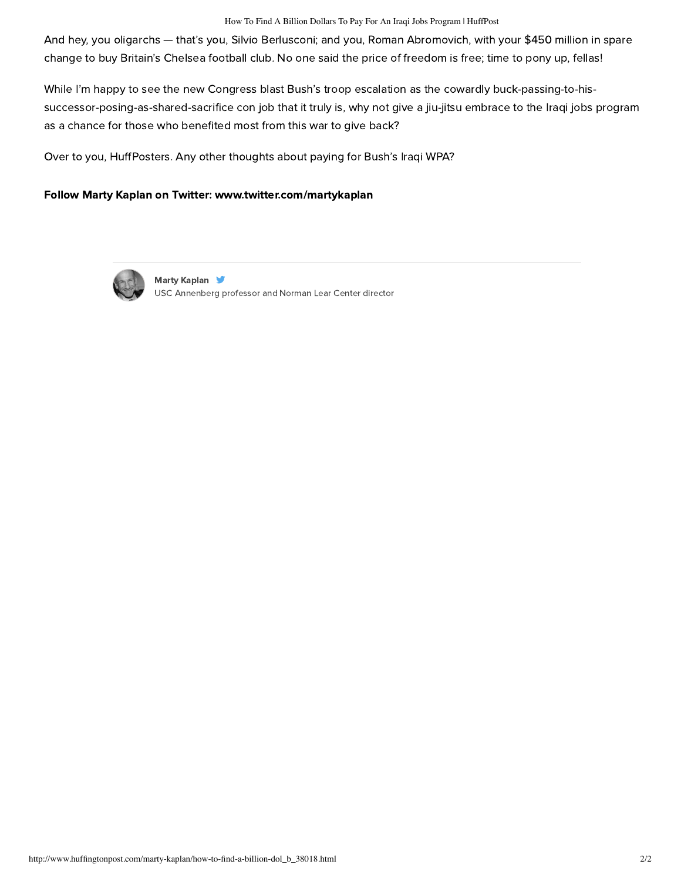And hey, you oligarchs — that's you, Silvio Berlusconi; and you, Roman Abromovich, with your $450 million in spare change to buy Britain's Chelsea football club. No one said the price of freedom is free; time to pony up, fellas!

While I'm happy to see the new Congress blast Bush's troop escalation as the cowardly buck-passing-to-his-successor-posing-as-shared-sacrifice con job that it truly is, why not give a jiu-jitsu embrace to the Iraqi jobs program as a chance for those who benefited most from this war to give back?

Over to you, HuffPosters. Any other thoughts about paying for Bush's Iraqi WPA?

**Follow Marty Kaplan on Twitter: www.twitter.com/martykaplan**

---

**Marty Kaplan**

USC Annenberg professor and Norman Lear Center director